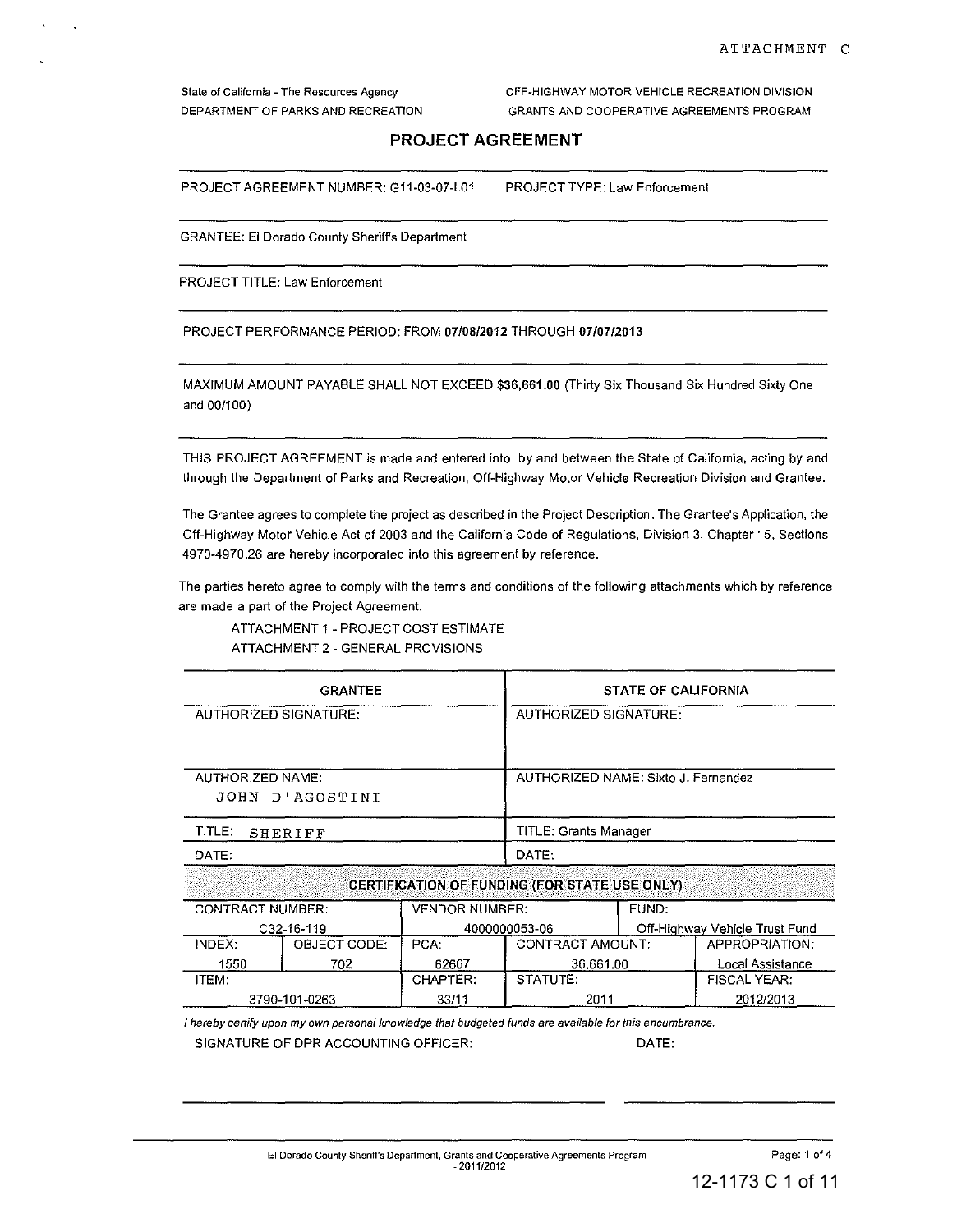ATTACHMENT C

State of California - The Resources Agency
DEPARTMENT OF PARKS AND RECREATION

OFF-HIGHWAY MOTOR VEHICLE RECREATION DIVISION
GRANTS AND COOPERATIVE AGREEMENTS PROGRAM

# PROJECT AGREEMENT

PROJECT AGREEMENT NUMBER: G11-03-07-L01 PROJECT TYPE: Law Enforcement

GRANTEE: El Dorado County Sheriff's Department

PROJECT TITLE: Law Enforcement

PROJECT PERFORMANCE PERIOD: FROM **07/08/2012** THROUGH **07/07/2013**

MAXIMUM AMOUNT PAYABLE SHALL NOT EXCEED **$36,661.00** (Thirty Six Thousand Six Hundred Sixty One and 00/100)

THIS PROJECT AGREEMENT is made and entered into, by and between the State of California, acting by and through the Department of Parks and Recreation, Off-Highway Motor Vehicle Recreation Division and Grantee.

The Grantee agrees to complete the project as described in the Project Description. The Grantee's Application, the Off-Highway Motor Vehicle Act of 2003 and the California Code of Regulations, Division 3, Chapter 15, Sections 4970-4970.26 are hereby incorporated into this agreement by reference.

The parties hereto agree to comply with the terms and conditions of the following attachments which by reference are made a part of the Project Agreement.

ATTACHMENT 1 - PROJECT COST ESTIMATE
ATTACHMENT 2 - GENERAL PROVISIONS

| GRANTEE | STATE OF CALIFORNIA |
|---|---|
| AUTHORIZED SIGNATURE: | AUTHORIZED SIGNATURE: |
| AUTHORIZED NAME: JOHN D'AGOSTINI | AUTHORIZED NAME: Sixto J. Fernandez |
| TITLE: SHERIFF | TITLE: Grants Manager |
| DATE: | DATE: |

**CERTIFICATION OF FUNDING (FOR STATE USE ONLY)**

| CONTRACT NUMBER: | | VENDOR NUMBER: | | FUND: |
|---|---|---|---|---|
| C32-16-119 | | 4000000053-06 | | Off-Highway Vehicle Trust Fund |
| INDEX: | OBJECT CODE: | PCA: | CONTRACT AMOUNT: | APPROPRIATION: |
| 1550 | 702 | 62667 | 36,661.00 | Local Assistance |
| ITEM: | | CHAPTER: | STATUTE: | FISCAL YEAR: |
| 3790-101-0263 | | 33/11 | 2011 | 2012/2013 |

*I hereby certify upon my own personal knowledge that budgeted funds are available for this encumbrance.*

SIGNATURE OF DPR ACCOUNTING OFFICER: DATE:

El Dorado County Sheriff's Department, Grants and Cooperative Agreements Program - 2011/2012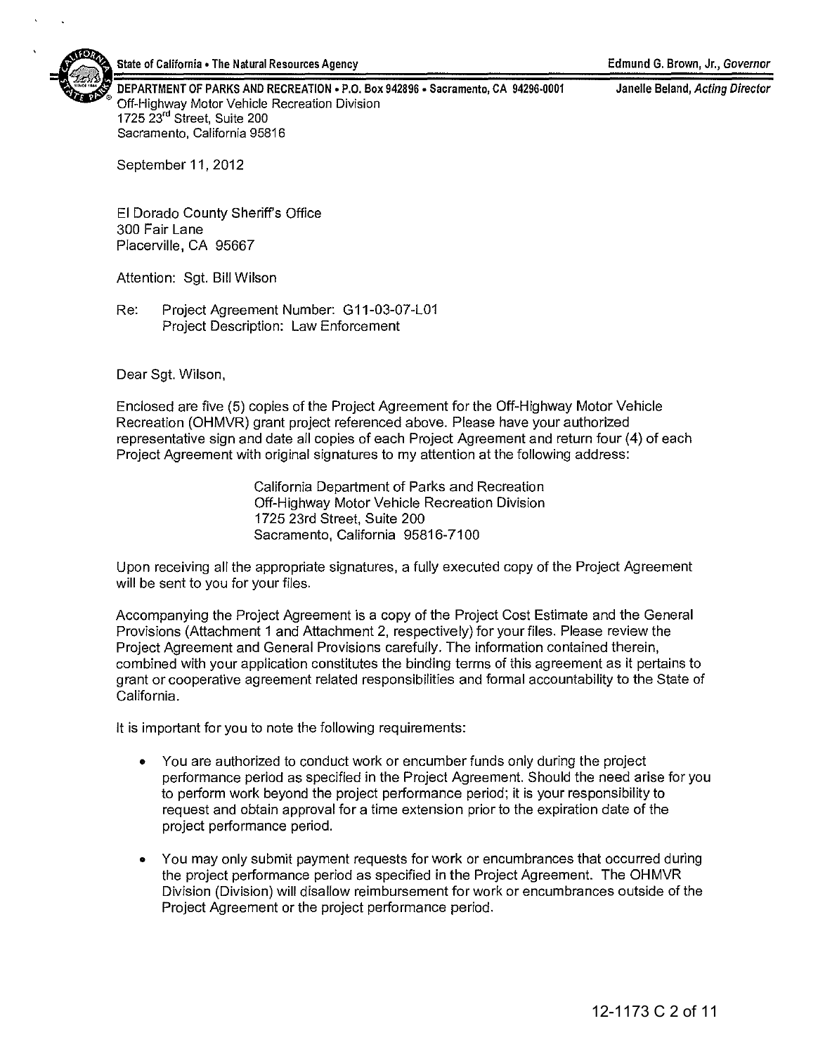State of California • The Natural Resources Agency — Edmund G. Brown, Jr., *Governor*

DEPARTMENT OF PARKS AND RECREATION • P.O. Box 942896 • Sacramento, CA 94296-0001 — Janelle Beland, *Acting Director*

Off-Highway Motor Vehicle Recreation Division
1725 23rd Street, Suite 200
Sacramento, California 95816

September 11, 2012

El Dorado County Sheriff's Office
300 Fair Lane
Placerville, CA 95667

Attention: Sgt. Bill Wilson

Re: Project Agreement Number: G11-03-07-L01
Project Description: Law Enforcement

Dear Sgt. Wilson,

Enclosed are five (5) copies of the Project Agreement for the Off-Highway Motor Vehicle Recreation (OHMVR) grant project referenced above. Please have your authorized representative sign and date all copies of each Project Agreement and return four (4) of each Project Agreement with original signatures to my attention at the following address:

> California Department of Parks and Recreation
> Off-Highway Motor Vehicle Recreation Division
> 1725 23rd Street, Suite 200
> Sacramento, California 95816-7100

Upon receiving all the appropriate signatures, a fully executed copy of the Project Agreement will be sent to you for your files.

Accompanying the Project Agreement is a copy of the Project Cost Estimate and the General Provisions (Attachment 1 and Attachment 2, respectively) for your files. Please review the Project Agreement and General Provisions carefully. The information contained therein, combined with your application constitutes the binding terms of this agreement as it pertains to grant or cooperative agreement related responsibilities and formal accountability to the State of California.

It is important for you to note the following requirements:

- You are authorized to conduct work or encumber funds only during the project performance period as specified in the Project Agreement. Should the need arise for you to perform work beyond the project performance period; it is your responsibility to request and obtain approval for a time extension prior to the expiration date of the project performance period.
- You may only submit payment requests for work or encumbrances that occurred during the project performance period as specified in the Project Agreement. The OHMVR Division (Division) will disallow reimbursement for work or encumbrances outside of the Project Agreement or the project performance period.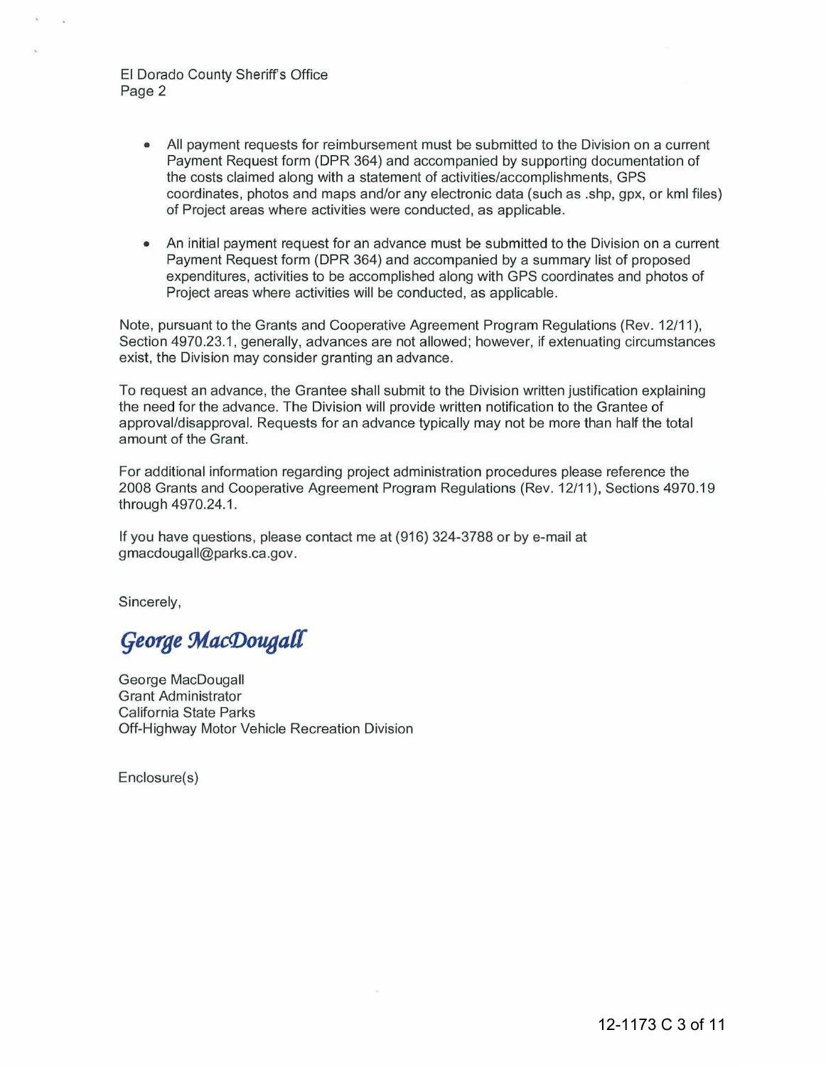El Dorado County Sheriff's Office
Page 2

- All payment requests for reimbursement must be submitted to the Division on a current Payment Request form (DPR 364) and accompanied by supporting documentation of the costs claimed along with a statement of activities/accomplishments, GPS coordinates, photos and maps and/or any electronic data (such as .shp, gpx, or kml files) of Project areas where activities were conducted, as applicable.

- An initial payment request for an advance must be submitted to the Division on a current Payment Request form (DPR 364) and accompanied by a summary list of proposed expenditures, activities to be accomplished along with GPS coordinates and photos of Project areas where activities will be conducted, as applicable.

Note, pursuant to the Grants and Cooperative Agreement Program Regulations (Rev. 12/11), Section 4970.23.1, generally, advances are not allowed; however, if extenuating circumstances exist, the Division may consider granting an advance.

To request an advance, the Grantee shall submit to the Division written justification explaining the need for the advance. The Division will provide written notification to the Grantee of approval/disapproval. Requests for an advance typically may not be more than half the total amount of the Grant.

For additional information regarding project administration procedures please reference the 2008 Grants and Cooperative Agreement Program Regulations (Rev. 12/11), Sections 4970.19 through 4970.24.1.

If you have questions, please contact me at (916) 324-3788 or by e-mail at gmacdougall@parks.ca.gov.

Sincerely,

*George MacDougall*

George MacDougall
Grant Administrator
California State Parks
Off-Highway Motor Vehicle Recreation Division

Enclosure(s)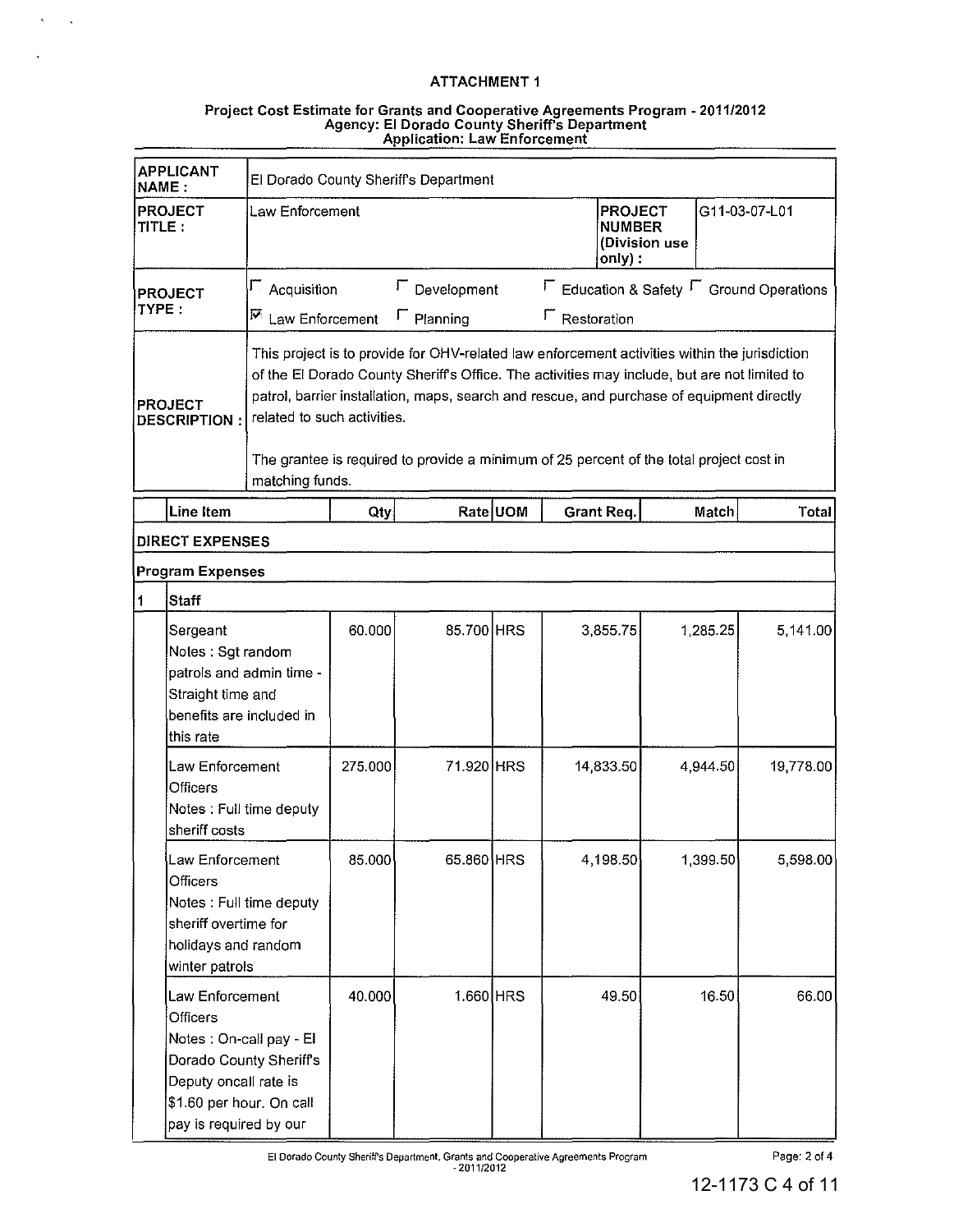## ATTACHMENT 1

### Project Cost Estimate for Grants and Cooperative Agreements Program - 2011/2012
### Agency: El Dorado County Sheriff's Department
### Application: Law Enforcement

| | | | |
|---|---|---|---|
| **APPLICANT NAME :** | El Dorado County Sheriff's Department | | |
| **PROJECT TITLE :** | Law Enforcement | **PROJECT NUMBER (Division use only) :** | G11-03-07-L01 |
| **PROJECT TYPE :** | ☐ Acquisition ☐ Development ☐ Education & Safety ☐ Ground Operations ☑ Law Enforcement ☐ Planning ☐ Restoration | | |
| **PROJECT DESCRIPTION :** | This project is to provide for OHV-related law enforcement activities within the jurisdiction of the El Dorado County Sheriff's Office. The activities may include, but are not limited to patrol, barrier installation, maps, search and rescue, and purchase of equipment directly related to such activities.<br><br>The grantee is required to provide a minimum of 25 percent of the total project cost in matching funds. | | |

| | Line Item | Qty | Rate | UOM | Grant Req. | Match | Total |
|---|---|---|---|---|---|---|---|
| | **DIRECT EXPENSES** | | | | | | |
| | **Program Expenses** | | | | | | |
| 1 | **Staff** | | | | | | |
| | Sergeant<br>Notes : Sgt random patrols and admin time - Straight time and benefits are included in this rate | 60.000 | 85.700 | HRS | 3,855.75 | 1,285.25 | 5,141.00 |
| | Law Enforcement Officers<br>Notes : Full time deputy sheriff costs | 275.000 | 71.920 | HRS | 14,833.50 | 4,944.50 | 19,778.00 |
| | Law Enforcement Officers<br>Notes : Full time deputy sheriff overtime for holidays and random winter patrols | 85.000 | 65.860 | HRS | 4,198.50 | 1,399.50 | 5,598.00 |
| | Law Enforcement Officers<br>Notes : On-call pay - El Dorado County Sheriff's Deputy oncall rate is $1.60 per hour. On call pay is required by our | 40.000 | 1.660 | HRS | 49.50 | 16.50 | 66.00 |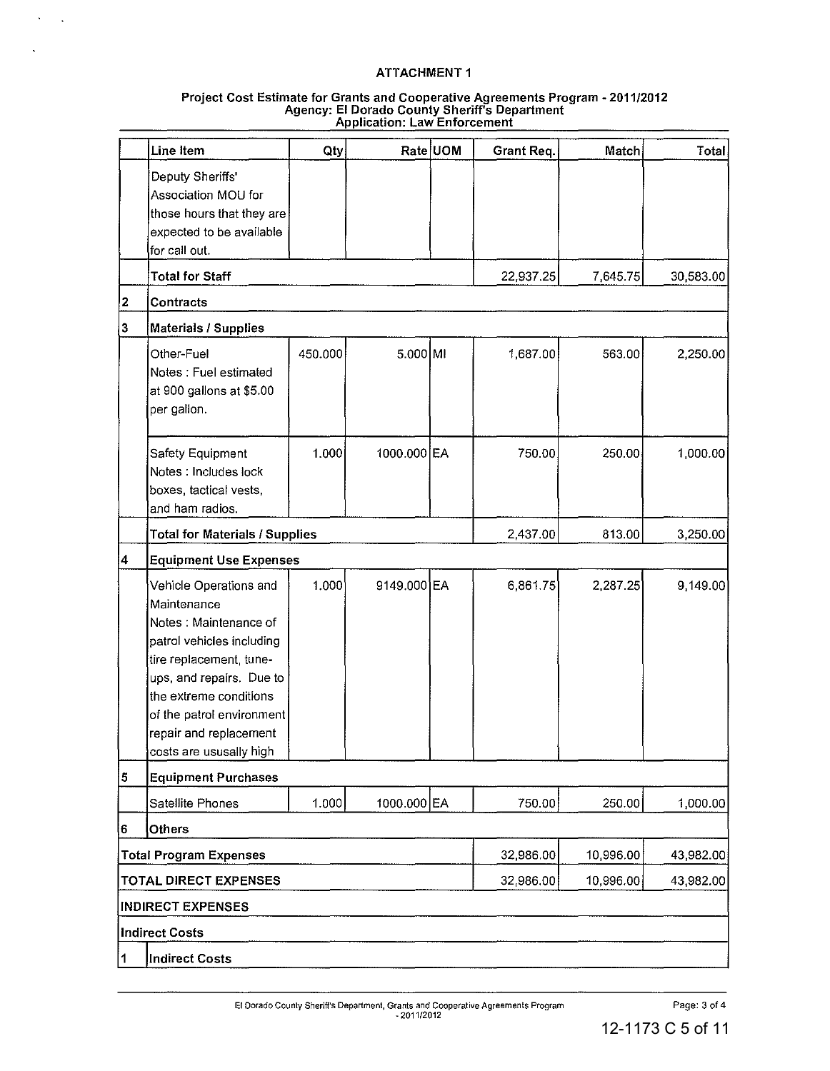ATTACHMENT 1

**Project Cost Estimate for Grants and Cooperative Agreements Program - 2011/2012**
**Agency: El Dorado County Sheriff's Department**
**Application: Law Enforcement**

| | Line Item | Qty | Rate | UOM | Grant Req. | Match | Total |
|---|---|---|---|---|---|---|---|
| | Deputy Sheriffs' Association MOU for those hours that they are expected to be available for call out. | | | | | | |
| | **Total for Staff** | | | | 22,937.25 | 7,645.75 | 30,583.00 |
| 2 | **Contracts** | | | | | | |
| 3 | **Materials / Supplies** | | | | | | |
| | Other-Fuel<br>Notes : Fuel estimated at 900 gallons at $5.00 per gallon. | 450.000 | 5.000 | MI | 1,687.00 | 563.00 | 2,250.00 |
| | Safety Equipment<br>Notes : Includes lock boxes, tactical vests, and ham radios. | 1.000 | 1000.000 | EA | 750.00 | 250.00 | 1,000.00 |
| | **Total for Materials / Supplies** | | | | 2,437.00 | 813.00 | 3,250.00 |
| 4 | **Equipment Use Expenses** | | | | | | |
| | Vehicle Operations and Maintenance<br>Notes : Maintenance of patrol vehicles including tire replacement, tune-ups, and repairs. Due to the extreme conditions of the patrol environment repair and replacement costs are ususally high | 1.000 | 9149.000 | EA | 6,861.75 | 2,287.25 | 9,149.00 |
| 5 | **Equipment Purchases** | | | | | | |
| | Satellite Phones | 1.000 | 1000.000 | EA | 750.00 | 250.00 | 1,000.00 |
| 6 | **Others** | | | | | | |
| **Total Program Expenses** | | | | | 32,986.00 | 10,996.00 | 43,982.00 |
| **TOTAL DIRECT EXPENSES** | | | | | 32,986.00 | 10,996.00 | 43,982.00 |
| **INDIRECT EXPENSES** | | | | | | | |
| **Indirect Costs** | | | | | | | |
| 1 | **Indirect Costs** | | | | | | |

El Dorado County Sheriff's Department, Grants and Cooperative Agreements Program - 2011/2012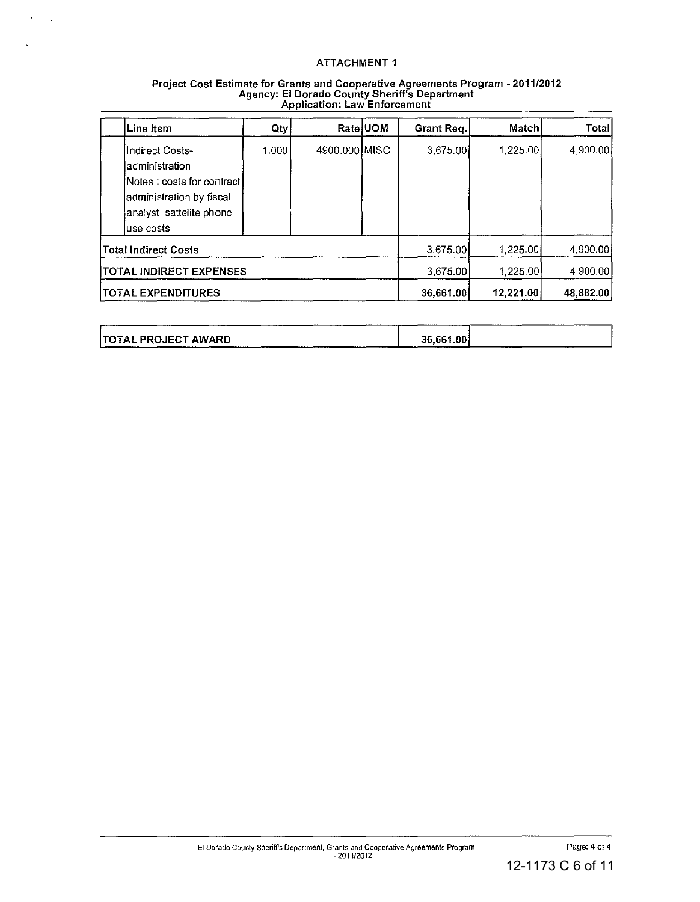**ATTACHMENT 1**

**Project Cost Estimate for Grants and Cooperative Agreements Program - 2011/2012**
**Agency: El Dorado County Sheriff's Department**
**Application: Law Enforcement**

| Line Item | Qty | Rate | UOM | Grant Req. | Match | Total |
|---|---|---|---|---|---|---|
| Indirect Costs-administration Notes : costs for contract administration by fiscal analyst, sattelite phone use costs | 1.000 | 4900.000 | MISC | 3,675.00 | 1,225.00 | 4,900.00 |
| **Total Indirect Costs** | | | | 3,675.00 | 1,225.00 | 4,900.00 |
| **TOTAL INDIRECT EXPENSES** | | | | 3,675.00 | 1,225.00 | 4,900.00 |
| **TOTAL EXPENDITURES** | | | | **36,661.00** | **12,221.00** | **48,882.00** |

| | | |
|---|---|---|
| **TOTAL PROJECT AWARD** | **36,661.00** | |

El Dorado County Sheriff's Department, Grants and Cooperative Agreements Program - 2011/2012

12-1173 C 6 of 11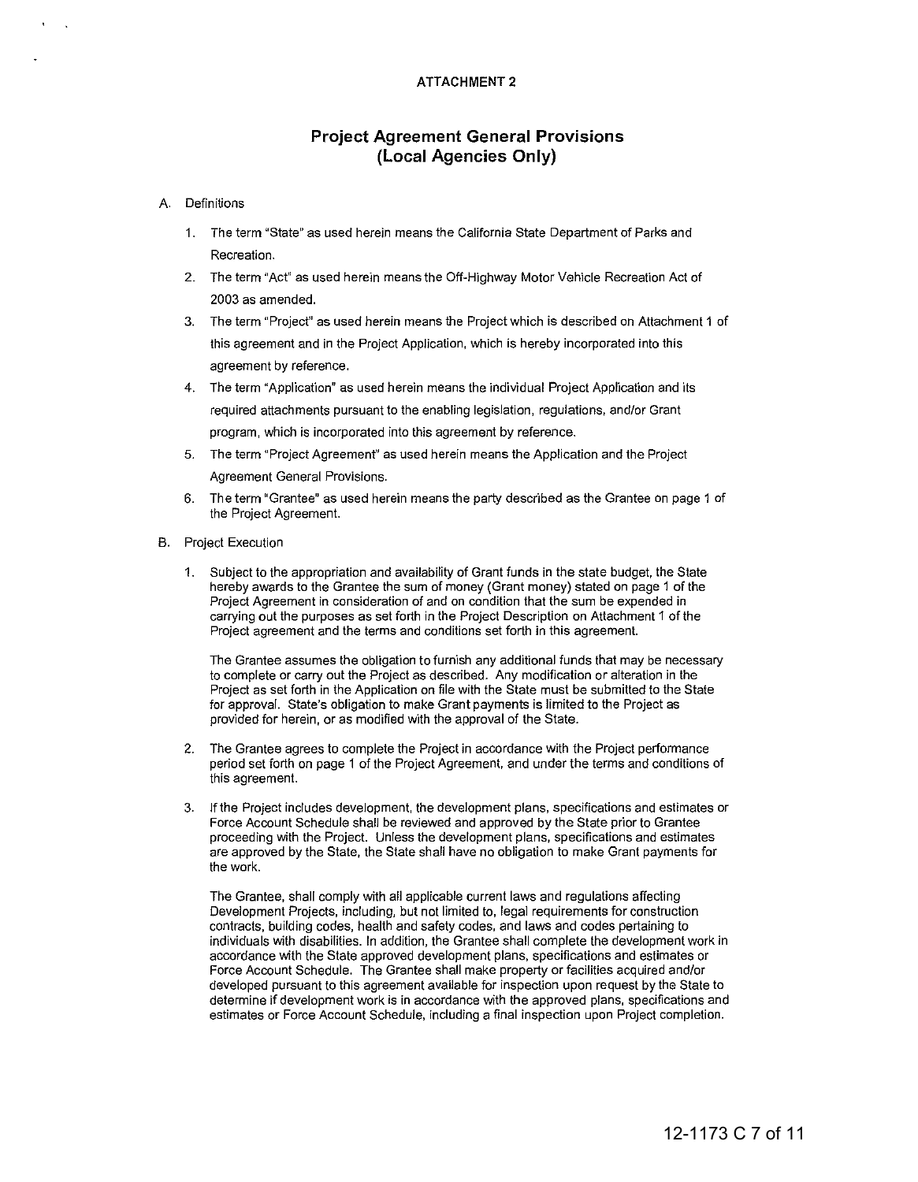ATTACHMENT 2

# Project Agreement General Provisions (Local Agencies Only)

A. Definitions

1. The term "State" as used herein means the California State Department of Parks and Recreation.
2. The term "Act" as used herein means the Off-Highway Motor Vehicle Recreation Act of 2003 as amended.
3. The term "Project" as used herein means the Project which is described on Attachment 1 of this agreement and in the Project Application, which is hereby incorporated into this agreement by reference.
4. The term "Application" as used herein means the individual Project Application and its required attachments pursuant to the enabling legislation, regulations, and/or Grant program, which is incorporated into this agreement by reference.
5. The term "Project Agreement" as used herein means the Application and the Project Agreement General Provisions.
6. The term "Grantee" as used herein means the party described as the Grantee on page 1 of the Project Agreement.

B. Project Execution

1. Subject to the appropriation and availability of Grant funds in the state budget, the State hereby awards to the Grantee the sum of money (Grant money) stated on page 1 of the Project Agreement in consideration of and on condition that the sum be expended in carrying out the purposes as set forth in the Project Description on Attachment 1 of the Project agreement and the terms and conditions set forth in this agreement.

   The Grantee assumes the obligation to furnish any additional funds that may be necessary to complete or carry out the Project as described. Any modification or alteration in the Project as set forth in the Application on file with the State must be submitted to the State for approval. State's obligation to make Grant payments is limited to the Project as provided for herein, or as modified with the approval of the State.

2. The Grantee agrees to complete the Project in accordance with the Project performance period set forth on page 1 of the Project Agreement, and under the terms and conditions of this agreement.

3. If the Project includes development, the development plans, specifications and estimates or Force Account Schedule shall be reviewed and approved by the State prior to Grantee proceeding with the Project. Unless the development plans, specifications and estimates are approved by the State, the State shall have no obligation to make Grant payments for the work.

   The Grantee, shall comply with all applicable current laws and regulations affecting Development Projects, including, but not limited to, legal requirements for construction contracts, building codes, health and safety codes, and laws and codes pertaining to individuals with disabilities. In addition, the Grantee shall complete the development work in accordance with the State approved development plans, specifications and estimates or Force Account Schedule. The Grantee shall make property or facilities acquired and/or developed pursuant to this agreement available for inspection upon request by the State to determine if development work is in accordance with the approved plans, specifications and estimates or Force Account Schedule, including a final inspection upon Project completion.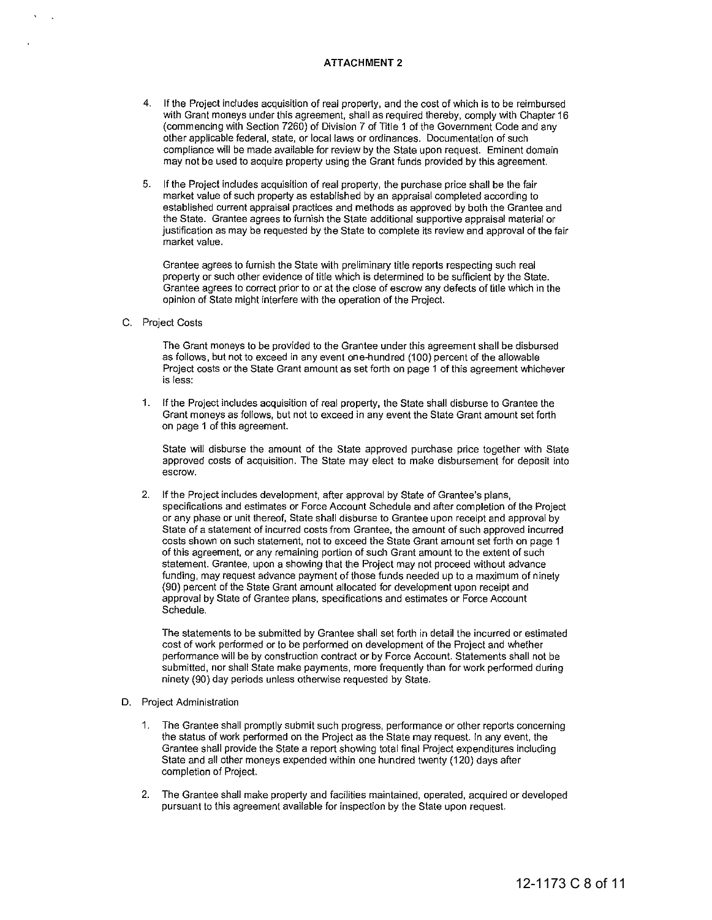## ATTACHMENT 2

4. If the Project includes acquisition of real property, and the cost of which is to be reimbursed with Grant moneys under this agreement, shall as required thereby, comply with Chapter 16 (commencing with Section 7260) of Division 7 of Title 1 of the Government Code and any other applicable federal, state, or local laws or ordinances. Documentation of such compliance will be made available for review by the State upon request. Eminent domain may not be used to acquire property using the Grant funds provided by this agreement.

5. If the Project includes acquisition of real property, the purchase price shall be the fair market value of such property as established by an appraisal completed according to established current appraisal practices and methods as approved by both the Grantee and the State. Grantee agrees to furnish the State additional supportive appraisal material or justification as may be requested by the State to complete its review and approval of the fair market value.

   Grantee agrees to furnish the State with preliminary title reports respecting such real property or such other evidence of title which is determined to be sufficient by the State. Grantee agrees to correct prior to or at the close of escrow any defects of title which in the opinion of State might interfere with the operation of the Project.

C. Project Costs

   The Grant moneys to be provided to the Grantee under this agreement shall be disbursed as follows, but not to exceed in any event one-hundred (100) percent of the allowable Project costs or the State Grant amount as set forth on page 1 of this agreement whichever is less:

1. If the Project includes acquisition of real property, the State shall disburse to Grantee the Grant moneys as follows, but not to exceed in any event the State Grant amount set forth on page 1 of this agreement.

   State will disburse the amount of the State approved purchase price together with State approved costs of acquisition. The State may elect to make disbursement for deposit into escrow.

2. If the Project includes development, after approval by State of Grantee's plans, specifications and estimates or Force Account Schedule and after completion of the Project or any phase or unit thereof, State shall disburse to Grantee upon receipt and approval by State of a statement of incurred costs from Grantee, the amount of such approved incurred costs shown on such statement, not to exceed the State Grant amount set forth on page 1 of this agreement, or any remaining portion of such Grant amount to the extent of such statement. Grantee, upon a showing that the Project may not proceed without advance funding, may request advance payment of those funds needed up to a maximum of ninety (90) percent of the State Grant amount allocated for development upon receipt and approval by State of Grantee plans, specifications and estimates or Force Account Schedule.

   The statements to be submitted by Grantee shall set forth in detail the incurred or estimated cost of work performed or to be performed on development of the Project and whether performance will be by construction contract or by Force Account. Statements shall not be submitted, nor shall State make payments, more frequently than for work performed during ninety (90) day periods unless otherwise requested by State.

D. Project Administration

1. The Grantee shall promptly submit such progress, performance or other reports concerning the status of work performed on the Project as the State may request. In any event, the Grantee shall provide the State a report showing total final Project expenditures including State and all other moneys expended within one hundred twenty (120) days after completion of Project.

2. The Grantee shall make property and facilities maintained, operated, acquired or developed pursuant to this agreement available for inspection by the State upon request.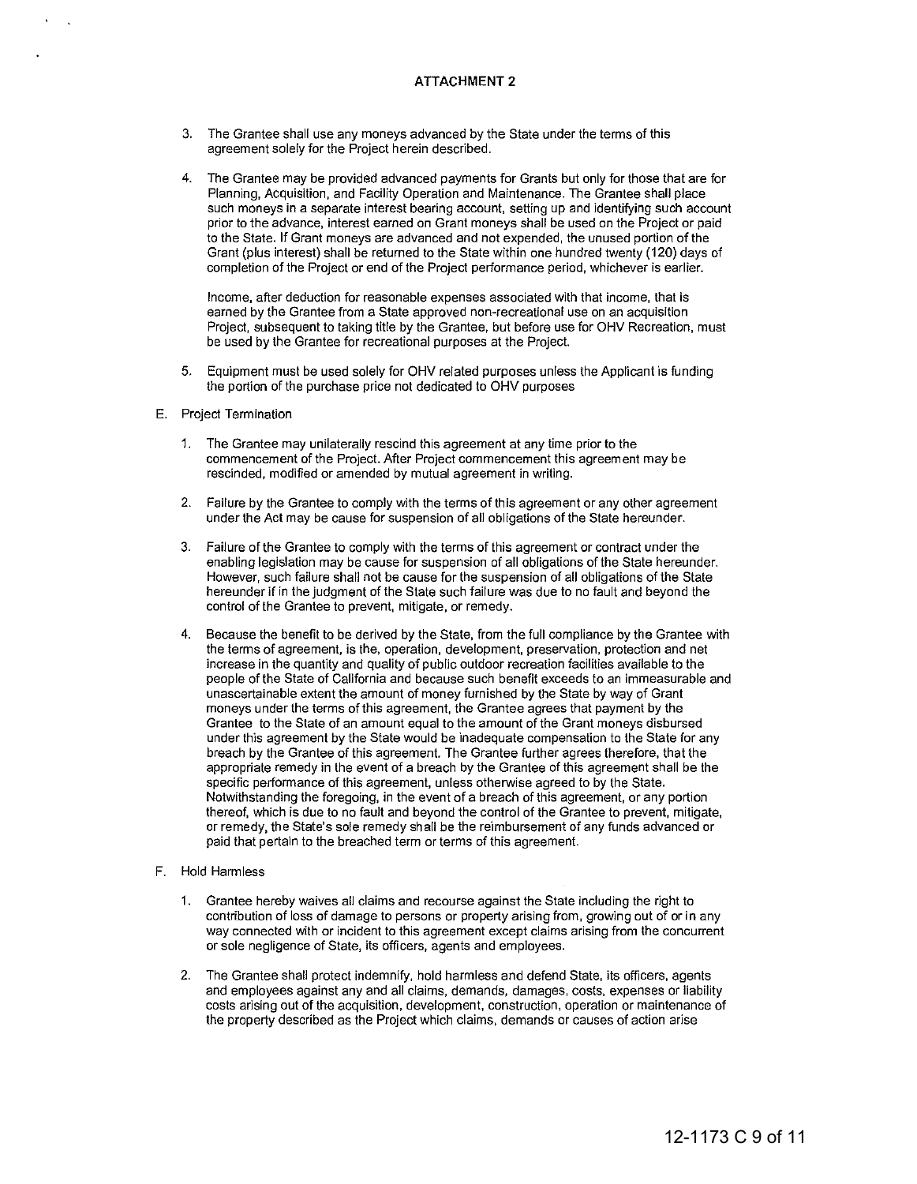ATTACHMENT 2

3. The Grantee shall use any moneys advanced by the State under the terms of this agreement solely for the Project herein described.

4. The Grantee may be provided advanced payments for Grants but only for those that are for Planning, Acquisition, and Facility Operation and Maintenance. The Grantee shall place such moneys in a separate interest bearing account, setting up and identifying such account prior to the advance, interest earned on Grant moneys shall be used on the Project or paid to the State. If Grant moneys are advanced and not expended, the unused portion of the Grant (plus interest) shall be returned to the State within one hundred twenty (120) days of completion of the Project or end of the Project performance period, whichever is earlier.

   Income, after deduction for reasonable expenses associated with that income, that is earned by the Grantee from a State approved non-recreational use on an acquisition Project, subsequent to taking title by the Grantee, but before use for OHV Recreation, must be used by the Grantee for recreational purposes at the Project.

5. Equipment must be used solely for OHV related purposes unless the Applicant is funding the portion of the purchase price not dedicated to OHV purposes

E. Project Termination

1. The Grantee may unilaterally rescind this agreement at any time prior to the commencement of the Project. After Project commencement this agreement may be rescinded, modified or amended by mutual agreement in writing.

2. Failure by the Grantee to comply with the terms of this agreement or any other agreement under the Act may be cause for suspension of all obligations of the State hereunder.

3. Failure of the Grantee to comply with the terms of this agreement or contract under the enabling legislation may be cause for suspension of all obligations of the State hereunder. However, such failure shall not be cause for the suspension of all obligations of the State hereunder if in the judgment of the State such failure was due to no fault and beyond the control of the Grantee to prevent, mitigate, or remedy.

4. Because the benefit to be derived by the State, from the full compliance by the Grantee with the terms of agreement, is the, operation, development, preservation, protection and net increase in the quantity and quality of public outdoor recreation facilities available to the people of the State of California and because such benefit exceeds to an immeasurable and unascertainable extent the amount of money furnished by the State by way of Grant moneys under the terms of this agreement, the Grantee agrees that payment by the Grantee to the State of an amount equal to the amount of the Grant moneys disbursed under this agreement by the State would be inadequate compensation to the State for any breach by the Grantee of this agreement. The Grantee further agrees therefore, that the appropriate remedy in the event of a breach by the Grantee of this agreement shall be the specific performance of this agreement, unless otherwise agreed to by the State. Notwithstanding the foregoing, in the event of a breach of this agreement, or any portion thereof, which is due to no fault and beyond the control of the Grantee to prevent, mitigate, or remedy, the State's sole remedy shall be the reimbursement of any funds advanced or paid that pertain to the breached term or terms of this agreement.

F. Hold Harmless

1. Grantee hereby waives all claims and recourse against the State including the right to contribution of loss of damage to persons or property arising from, growing out of or in any way connected with or incident to this agreement except claims arising from the concurrent or sole negligence of State, its officers, agents and employees.

2. The Grantee shall protect indemnify, hold harmless and defend State, its officers, agents and employees against any and all claims, demands, damages, costs, expenses or liability costs arising out of the acquisition, development, construction, operation or maintenance of the property described as the Project which claims, demands or causes of action arise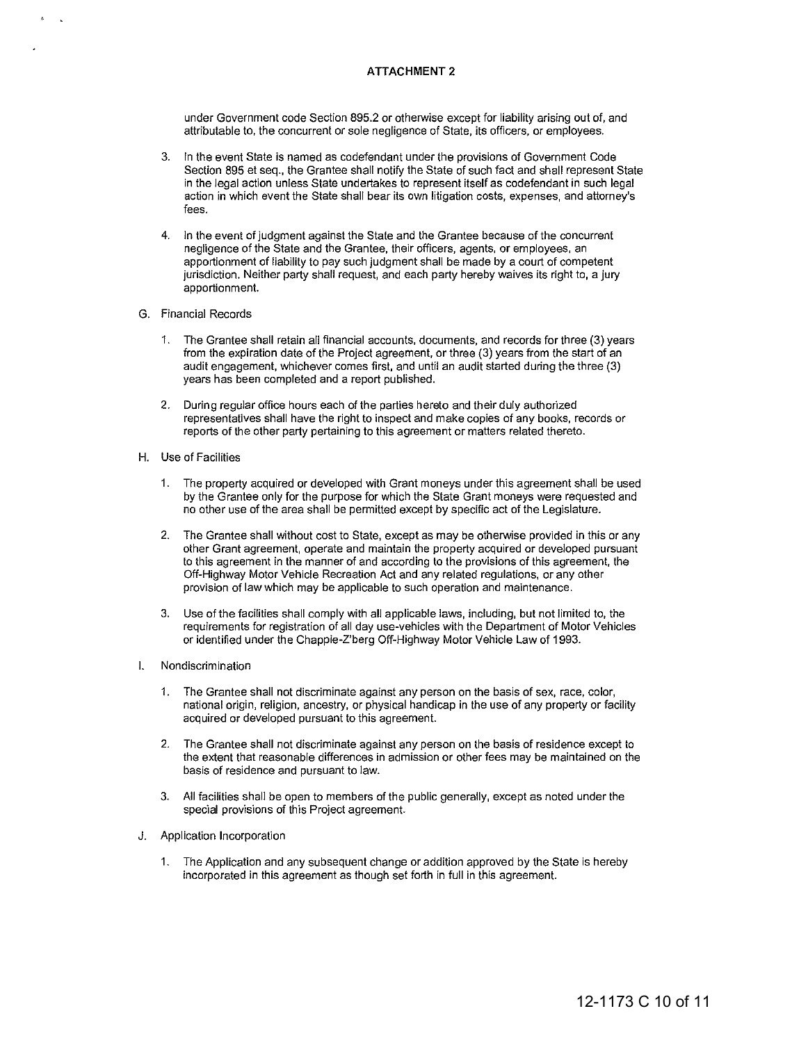## ATTACHMENT 2

under Government code Section 895.2 or otherwise except for liability arising out of, and attributable to, the concurrent or sole negligence of State, its officers, or employees.

3. In the event State is named as codefendant under the provisions of Government Code Section 895 et seq., the Grantee shall notify the State of such fact and shall represent State in the legal action unless State undertakes to represent itself as codefendant in such legal action in which event the State shall bear its own litigation costs, expenses, and attorney's fees.

4. In the event of judgment against the State and the Grantee because of the concurrent negligence of the State and the Grantee, their officers, agents, or employees, an apportionment of liability to pay such judgment shall be made by a court of competent jurisdiction. Neither party shall request, and each party hereby waives its right to, a jury apportionment.

G. Financial Records

1. The Grantee shall retain all financial accounts, documents, and records for three (3) years from the expiration date of the Project agreement, or three (3) years from the start of an audit engagement, whichever comes first, and until an audit started during the three (3) years has been completed and a report published.

2. During regular office hours each of the parties hereto and their duly authorized representatives shall have the right to inspect and make copies of any books, records or reports of the other party pertaining to this agreement or matters related thereto.

H. Use of Facilities

1. The property acquired or developed with Grant moneys under this agreement shall be used by the Grantee only for the purpose for which the State Grant moneys were requested and no other use of the area shall be permitted except by specific act of the Legislature.

2. The Grantee shall without cost to State, except as may be otherwise provided in this or any other Grant agreement, operate and maintain the property acquired or developed pursuant to this agreement in the manner of and according to the provisions of this agreement, the Off-Highway Motor Vehicle Recreation Act and any related regulations, or any other provision of law which may be applicable to such operation and maintenance.

3. Use of the facilities shall comply with all applicable laws, including, but not limited to, the requirements for registration of all day use-vehicles with the Department of Motor Vehicles or identified under the Chappie-Z'berg Off-Highway Motor Vehicle Law of 1993.

I. Nondiscrimination

1. The Grantee shall not discriminate against any person on the basis of sex, race, color, national origin, religion, ancestry, or physical handicap in the use of any property or facility acquired or developed pursuant to this agreement.

2. The Grantee shall not discriminate against any person on the basis of residence except to the extent that reasonable differences in admission or other fees may be maintained on the basis of residence and pursuant to law.

3. All facilities shall be open to members of the public generally, except as noted under the special provisions of this Project agreement.

J. Application Incorporation

1. The Application and any subsequent change or addition approved by the State is hereby incorporated in this agreement as though set forth in full in this agreement.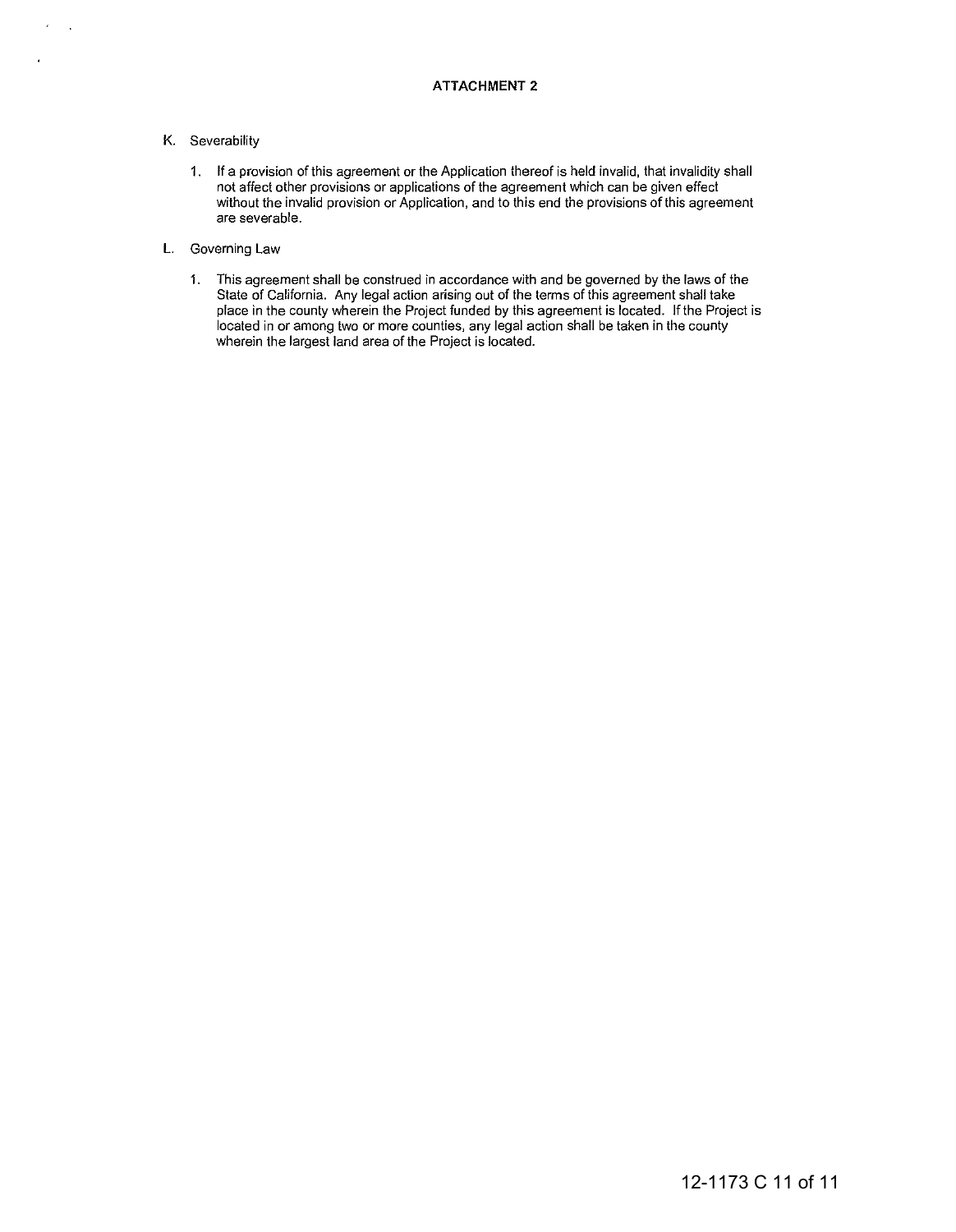**ATTACHMENT 2**

K. Severability

1. If a provision of this agreement or the Application thereof is held invalid, that invalidity shall not affect other provisions or applications of the agreement which can be given effect without the invalid provision or Application, and to this end the provisions of this agreement are severable.

L. Governing Law

1. This agreement shall be construed in accordance with and be governed by the laws of the State of California. Any legal action arising out of the terms of this agreement shall take place in the county wherein the Project funded by this agreement is located. If the Project is located in or among two or more counties, any legal action shall be taken in the county wherein the largest land area of the Project is located.